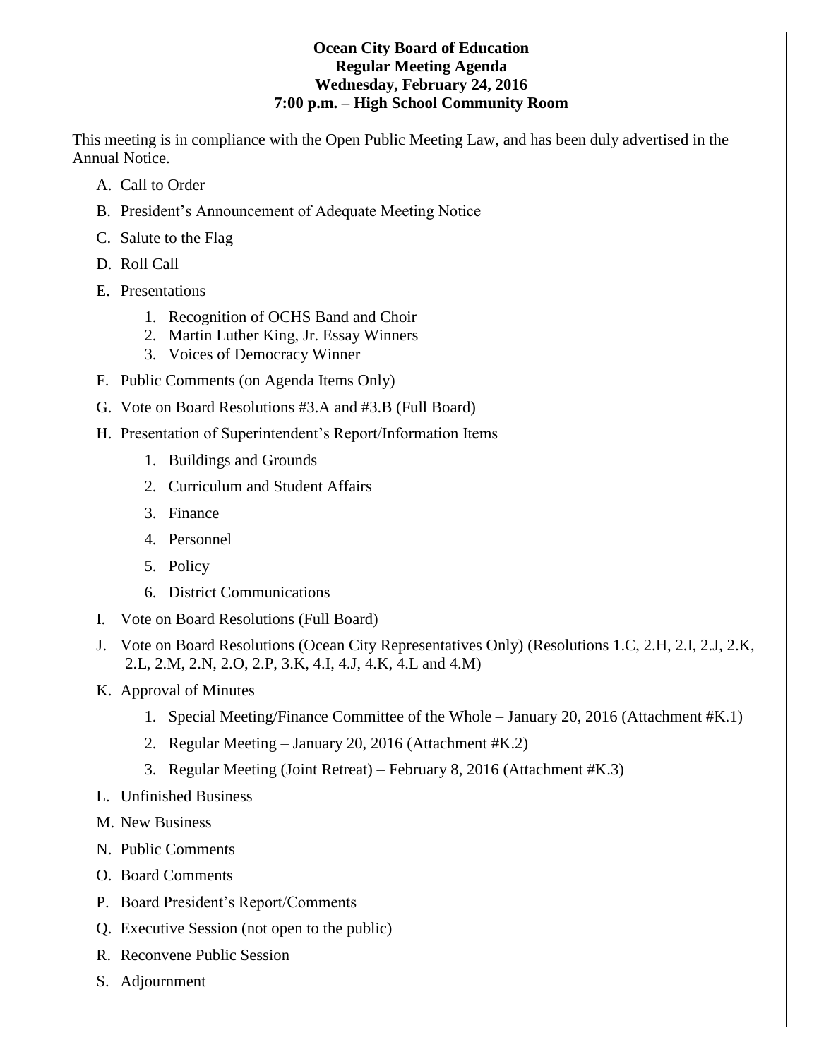**Ocean City Board of Education**
**Regular Meeting Agenda**
**Wednesday, February 24, 2016**
**7:00 p.m. – High School Community Room**

This meeting is in compliance with the Open Public Meeting Law, and has been duly advertised in the Annual Notice.

A. Call to Order

B. President's Announcement of Adequate Meeting Notice

C. Salute to the Flag

D. Roll Call

E. Presentations

   1. Recognition of OCHS Band and Choir
   2. Martin Luther King, Jr. Essay Winners
   3. Voices of Democracy Winner

F. Public Comments (on Agenda Items Only)

G. Vote on Board Resolutions #3.A and #3.B (Full Board)

H. Presentation of Superintendent's Report/Information Items

   1. Buildings and Grounds
   2. Curriculum and Student Affairs
   3. Finance
   4. Personnel
   5. Policy
   6. District Communications

I. Vote on Board Resolutions (Full Board)

J. Vote on Board Resolutions (Ocean City Representatives Only) (Resolutions 1.C, 2.H, 2.I, 2.J, 2.K, 2.L, 2.M, 2.N, 2.O, 2.P, 3.K, 4.I, 4.J, 4.K, 4.L and 4.M)

K. Approval of Minutes

   1. Special Meeting/Finance Committee of the Whole – January 20, 2016 (Attachment #K.1)
   2. Regular Meeting – January 20, 2016 (Attachment #K.2)
   3. Regular Meeting (Joint Retreat) – February 8, 2016 (Attachment #K.3)

L. Unfinished Business

M. New Business

N. Public Comments

O. Board Comments

P. Board President's Report/Comments

Q. Executive Session (not open to the public)

R. Reconvene Public Session

S. Adjournment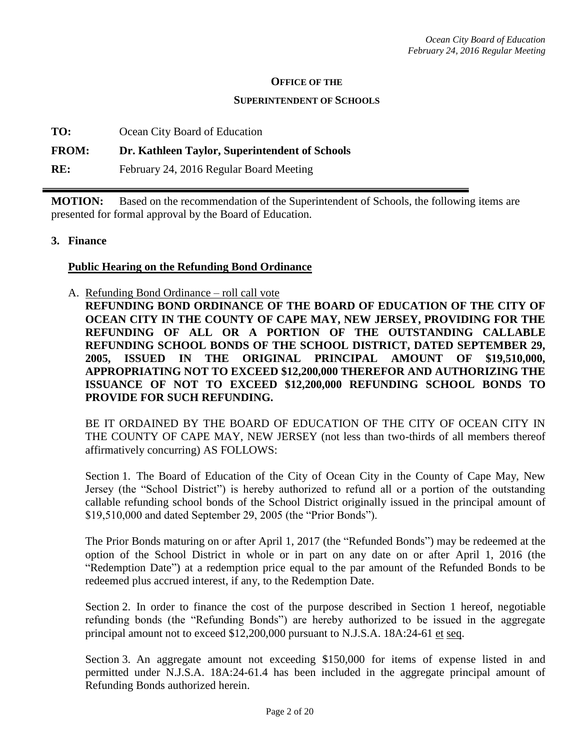**OFFICE OF THE**

**SUPERINTENDENT OF SCHOOLS**

**TO:** Ocean City Board of Education

**FROM:** **Dr. Kathleen Taylor, Superintendent of Schools**

**RE:** February 24, 2016 Regular Board Meeting

---

**MOTION:** Based on the recommendation of the Superintendent of Schools, the following items are presented for formal approval by the Board of Education.

**3. Finance**

**Public Hearing on the Refunding Bond Ordinance**

A. Refunding Bond Ordinance – roll call vote

**REFUNDING BOND ORDINANCE OF THE BOARD OF EDUCATION OF THE CITY OF OCEAN CITY IN THE COUNTY OF CAPE MAY, NEW JERSEY, PROVIDING FOR THE REFUNDING OF ALL OR A PORTION OF THE OUTSTANDING CALLABLE REFUNDING SCHOOL BONDS OF THE SCHOOL DISTRICT, DATED SEPTEMBER 29, 2005, ISSUED IN THE ORIGINAL PRINCIPAL AMOUNT OF $19,510,000, APPROPRIATING NOT TO EXCEED $12,200,000 THEREFOR AND AUTHORIZING THE ISSUANCE OF NOT TO EXCEED $12,200,000 REFUNDING SCHOOL BONDS TO PROVIDE FOR SUCH REFUNDING.**

BE IT ORDAINED BY THE BOARD OF EDUCATION OF THE CITY OF OCEAN CITY IN THE COUNTY OF CAPE MAY, NEW JERSEY (not less than two-thirds of all members thereof affirmatively concurring) AS FOLLOWS:

Section 1. The Board of Education of the City of Ocean City in the County of Cape May, New Jersey (the "School District") is hereby authorized to refund all or a portion of the outstanding callable refunding school bonds of the School District originally issued in the principal amount of $19,510,000 and dated September 29, 2005 (the "Prior Bonds").

The Prior Bonds maturing on or after April 1, 2017 (the "Refunded Bonds") may be redeemed at the option of the School District in whole or in part on any date on or after April 1, 2016 (the "Redemption Date") at a redemption price equal to the par amount of the Refunded Bonds to be redeemed plus accrued interest, if any, to the Redemption Date.

Section 2. In order to finance the cost of the purpose described in Section 1 hereof, negotiable refunding bonds (the "Refunding Bonds") are hereby authorized to be issued in the aggregate principal amount not to exceed $12,200,000 pursuant to N.J.S.A. 18A:24-61 et seq.

Section 3. An aggregate amount not exceeding $150,000 for items of expense listed in and permitted under N.J.S.A. 18A:24-61.4 has been included in the aggregate principal amount of Refunding Bonds authorized herein.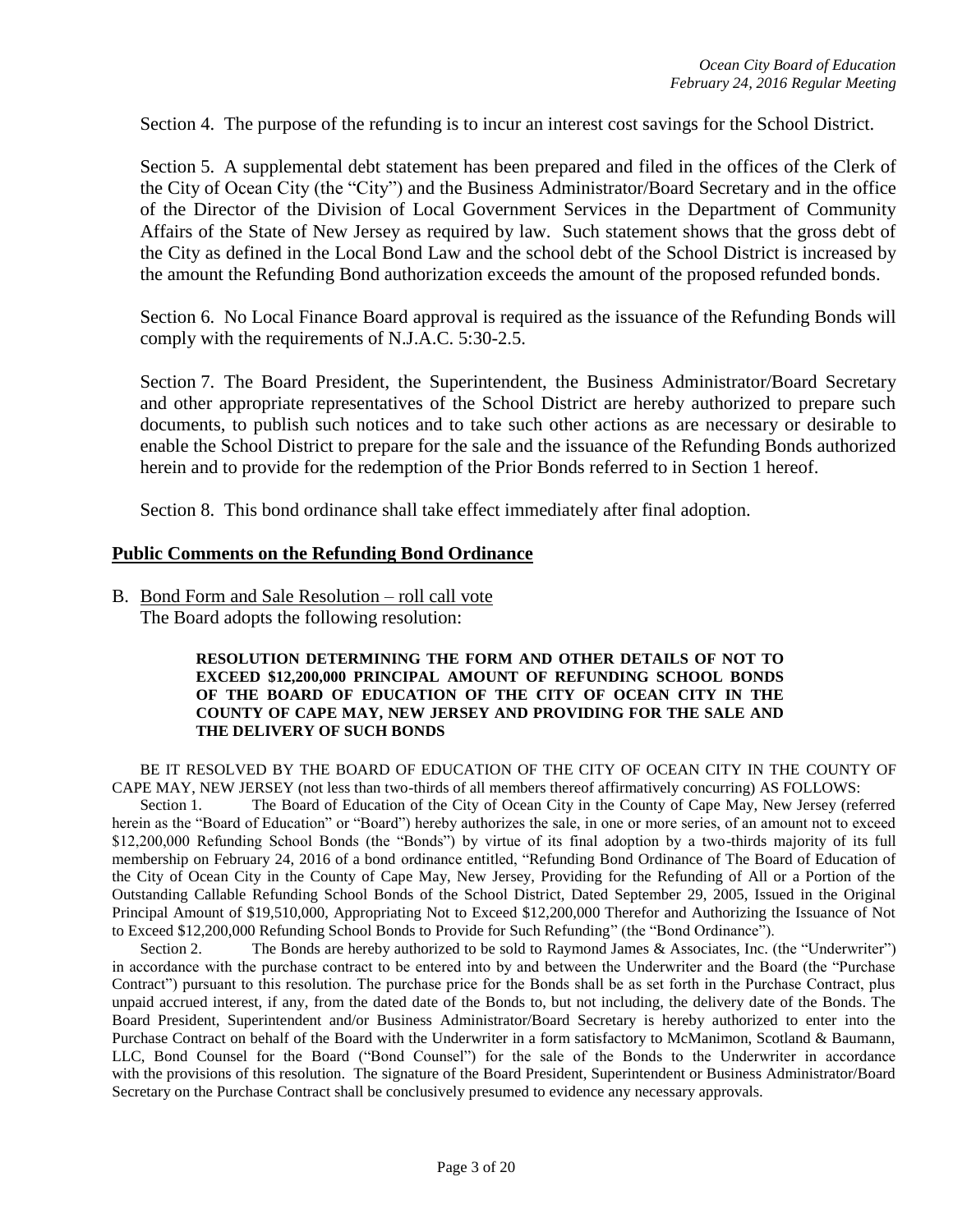Section 4. The purpose of the refunding is to incur an interest cost savings for the School District.

Section 5. A supplemental debt statement has been prepared and filed in the offices of the Clerk of the City of Ocean City (the "City") and the Business Administrator/Board Secretary and in the office of the Director of the Division of Local Government Services in the Department of Community Affairs of the State of New Jersey as required by law. Such statement shows that the gross debt of the City as defined in the Local Bond Law and the school debt of the School District is increased by the amount the Refunding Bond authorization exceeds the amount of the proposed refunded bonds.

Section 6. No Local Finance Board approval is required as the issuance of the Refunding Bonds will comply with the requirements of N.J.A.C. 5:30-2.5.

Section 7. The Board President, the Superintendent, the Business Administrator/Board Secretary and other appropriate representatives of the School District are hereby authorized to prepare such documents, to publish such notices and to take such other actions as are necessary or desirable to enable the School District to prepare for the sale and the issuance of the Refunding Bonds authorized herein and to provide for the redemption of the Prior Bonds referred to in Section 1 hereof.

Section 8. This bond ordinance shall take effect immediately after final adoption.

## Public Comments on the Refunding Bond Ordinance

B. Bond Form and Sale Resolution – roll call vote
The Board adopts the following resolution:

**RESOLUTION DETERMINING THE FORM AND OTHER DETAILS OF NOT TO EXCEED $12,200,000 PRINCIPAL AMOUNT OF REFUNDING SCHOOL BONDS OF THE BOARD OF EDUCATION OF THE CITY OF OCEAN CITY IN THE COUNTY OF CAPE MAY, NEW JERSEY AND PROVIDING FOR THE SALE AND THE DELIVERY OF SUCH BONDS**

BE IT RESOLVED BY THE BOARD OF EDUCATION OF THE CITY OF OCEAN CITY IN THE COUNTY OF CAPE MAY, NEW JERSEY (not less than two-thirds of all members thereof affirmatively concurring) AS FOLLOWS:

Section 1. The Board of Education of the City of Ocean City in the County of Cape May, New Jersey (referred herein as the "Board of Education" or "Board") hereby authorizes the sale, in one or more series, of an amount not to exceed $12,200,000 Refunding School Bonds (the "Bonds") by virtue of its final adoption by a two-thirds majority of its full membership on February 24, 2016 of a bond ordinance entitled, "Refunding Bond Ordinance of The Board of Education of the City of Ocean City in the County of Cape May, New Jersey, Providing for the Refunding of All or a Portion of the Outstanding Callable Refunding School Bonds of the School District, Dated September 29, 2005, Issued in the Original Principal Amount of $19,510,000, Appropriating Not to Exceed $12,200,000 Therefor and Authorizing the Issuance of Not to Exceed $12,200,000 Refunding School Bonds to Provide for Such Refunding" (the "Bond Ordinance").

Section 2. The Bonds are hereby authorized to be sold to Raymond James & Associates, Inc. (the "Underwriter") in accordance with the purchase contract to be entered into by and between the Underwriter and the Board (the "Purchase Contract") pursuant to this resolution. The purchase price for the Bonds shall be as set forth in the Purchase Contract, plus unpaid accrued interest, if any, from the dated date of the Bonds to, but not including, the delivery date of the Bonds. The Board President, Superintendent and/or Business Administrator/Board Secretary is hereby authorized to enter into the Purchase Contract on behalf of the Board with the Underwriter in a form satisfactory to McManimon, Scotland & Baumann, LLC, Bond Counsel for the Board ("Bond Counsel") for the sale of the Bonds to the Underwriter in accordance with the provisions of this resolution. The signature of the Board President, Superintendent or Business Administrator/Board Secretary on the Purchase Contract shall be conclusively presumed to evidence any necessary approvals.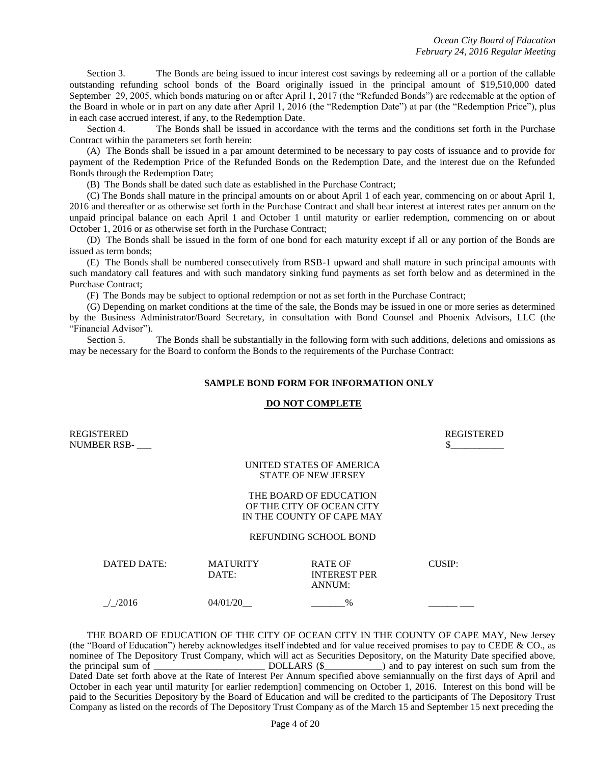Section 3. The Bonds are being issued to incur interest cost savings by redeeming all or a portion of the callable outstanding refunding school bonds of the Board originally issued in the principal amount of $19,510,000 dated September 29, 2005, which bonds maturing on or after April 1, 2017 (the "Refunded Bonds") are redeemable at the option of the Board in whole or in part on any date after April 1, 2016 (the "Redemption Date") at par (the "Redemption Price"), plus in each case accrued interest, if any, to the Redemption Date.

Section 4. The Bonds shall be issued in accordance with the terms and the conditions set forth in the Purchase Contract within the parameters set forth herein:

(A) The Bonds shall be issued in a par amount determined to be necessary to pay costs of issuance and to provide for payment of the Redemption Price of the Refunded Bonds on the Redemption Date, and the interest due on the Refunded Bonds through the Redemption Date;

(B) The Bonds shall be dated such date as established in the Purchase Contract;

(C) The Bonds shall mature in the principal amounts on or about April 1 of each year, commencing on or about April 1, 2016 and thereafter or as otherwise set forth in the Purchase Contract and shall bear interest at interest rates per annum on the unpaid principal balance on each April 1 and October 1 until maturity or earlier redemption, commencing on or about October 1, 2016 or as otherwise set forth in the Purchase Contract;

(D) The Bonds shall be issued in the form of one bond for each maturity except if all or any portion of the Bonds are issued as term bonds;

(E) The Bonds shall be numbered consecutively from RSB-1 upward and shall mature in such principal amounts with such mandatory call features and with such mandatory sinking fund payments as set forth below and as determined in the Purchase Contract;

(F) The Bonds may be subject to optional redemption or not as set forth in the Purchase Contract;

(G) Depending on market conditions at the time of the sale, the Bonds may be issued in one or more series as determined by the Business Administrator/Board Secretary, in consultation with Bond Counsel and Phoenix Advisors, LLC (the "Financial Advisor").

Section 5. The Bonds shall be substantially in the following form with such additions, deletions and omissions as may be necessary for the Board to conform the Bonds to the requirements of the Purchase Contract:

**SAMPLE BOND FORM FOR INFORMATION ONLY**

**DO NOT COMPLETE**

REGISTERED
NUMBER RSB- ___

REGISTERED
$___________

UNITED STATES OF AMERICA
STATE OF NEW JERSEY

THE BOARD OF EDUCATION
OF THE CITY OF OCEAN CITY
IN THE COUNTY OF CAPE MAY

REFUNDING SCHOOL BOND

| DATED DATE: | MATURITY DATE: | RATE OF INTEREST PER ANNUM: | CUSIP: |
|---|---|---|---|
| _/_/2016 | 04/01/20__ | _______% | ______ ___ |

THE BOARD OF EDUCATION OF THE CITY OF OCEAN CITY IN THE COUNTY OF CAPE MAY, New Jersey (the "Board of Education") hereby acknowledges itself indebted and for value received promises to pay to CEDE & CO., as nominee of The Depository Trust Company, which will act as Securities Depository, on the Maturity Date specified above, the principal sum of _______________________ DOLLARS ($____________) and to pay interest on such sum from the Dated Date set forth above at the Rate of Interest Per Annum specified above semiannually on the first days of April and October in each year until maturity [or earlier redemption] commencing on October 1, 2016. Interest on this bond will be paid to the Securities Depository by the Board of Education and will be credited to the participants of The Depository Trust Company as listed on the records of The Depository Trust Company as of the March 15 and September 15 next preceding the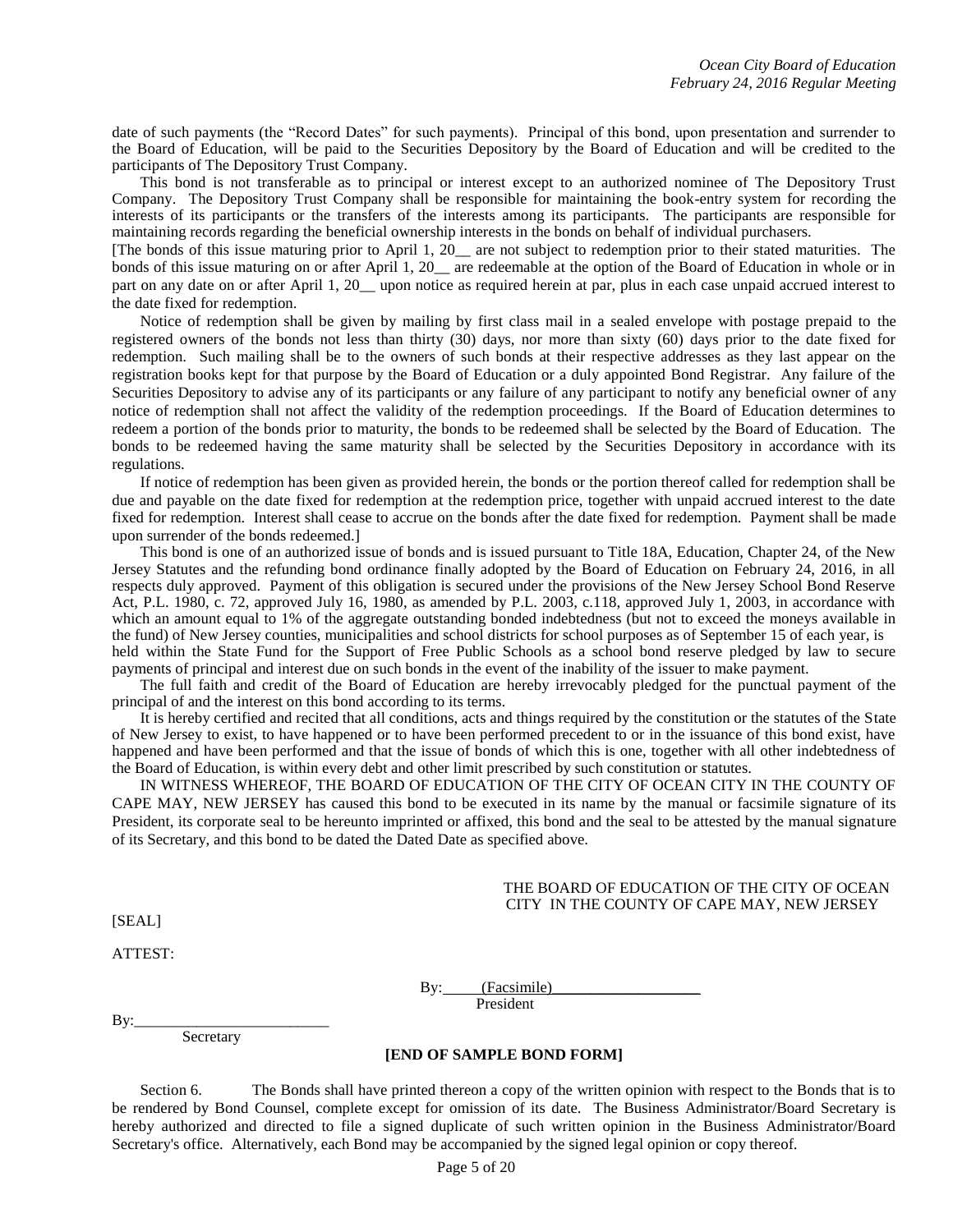date of such payments (the "Record Dates" for such payments). Principal of this bond, upon presentation and surrender to the Board of Education, will be paid to the Securities Depository by the Board of Education and will be credited to the participants of The Depository Trust Company.

This bond is not transferable as to principal or interest except to an authorized nominee of The Depository Trust Company. The Depository Trust Company shall be responsible for maintaining the book-entry system for recording the interests of its participants or the transfers of the interests among its participants. The participants are responsible for maintaining records regarding the beneficial ownership interests in the bonds on behalf of individual purchasers.

[The bonds of this issue maturing prior to April 1, 20__ are not subject to redemption prior to their stated maturities. The bonds of this issue maturing on or after April 1, 20__ are redeemable at the option of the Board of Education in whole or in part on any date on or after April 1, 20__ upon notice as required herein at par, plus in each case unpaid accrued interest to the date fixed for redemption.

Notice of redemption shall be given by mailing by first class mail in a sealed envelope with postage prepaid to the registered owners of the bonds not less than thirty (30) days, nor more than sixty (60) days prior to the date fixed for redemption. Such mailing shall be to the owners of such bonds at their respective addresses as they last appear on the registration books kept for that purpose by the Board of Education or a duly appointed Bond Registrar. Any failure of the Securities Depository to advise any of its participants or any failure of any participant to notify any beneficial owner of any notice of redemption shall not affect the validity of the redemption proceedings. If the Board of Education determines to redeem a portion of the bonds prior to maturity, the bonds to be redeemed shall be selected by the Board of Education. The bonds to be redeemed having the same maturity shall be selected by the Securities Depository in accordance with its regulations.

If notice of redemption has been given as provided herein, the bonds or the portion thereof called for redemption shall be due and payable on the date fixed for redemption at the redemption price, together with unpaid accrued interest to the date fixed for redemption. Interest shall cease to accrue on the bonds after the date fixed for redemption. Payment shall be made upon surrender of the bonds redeemed.]

This bond is one of an authorized issue of bonds and is issued pursuant to Title 18A, Education, Chapter 24, of the New Jersey Statutes and the refunding bond ordinance finally adopted by the Board of Education on February 24, 2016, in all respects duly approved. Payment of this obligation is secured under the provisions of the New Jersey School Bond Reserve Act, P.L. 1980, c. 72, approved July 16, 1980, as amended by P.L. 2003, c.118, approved July 1, 2003, in accordance with which an amount equal to 1% of the aggregate outstanding bonded indebtedness (but not to exceed the moneys available in the fund) of New Jersey counties, municipalities and school districts for school purposes as of September 15 of each year, is held within the State Fund for the Support of Free Public Schools as a school bond reserve pledged by law to secure payments of principal and interest due on such bonds in the event of the inability of the issuer to make payment.

The full faith and credit of the Board of Education are hereby irrevocably pledged for the punctual payment of the principal of and the interest on this bond according to its terms.

It is hereby certified and recited that all conditions, acts and things required by the constitution or the statutes of the State of New Jersey to exist, to have happened or to have been performed precedent to or in the issuance of this bond exist, have happened and have been performed and that the issue of bonds of which this is one, together with all other indebtedness of the Board of Education, is within every debt and other limit prescribed by such constitution or statutes.

IN WITNESS WHEREOF, THE BOARD OF EDUCATION OF THE CITY OF OCEAN CITY IN THE COUNTY OF CAPE MAY, NEW JERSEY has caused this bond to be executed in its name by the manual or facsimile signature of its President, its corporate seal to be hereunto imprinted or affixed, this bond and the seal to be attested by the manual signature of its Secretary, and this bond to be dated the Dated Date as specified above.

THE BOARD OF EDUCATION OF THE CITY OF OCEAN CITY IN THE COUNTY OF CAPE MAY, NEW JERSEY

[SEAL]

ATTEST:

By: (Facsimile)____________________
President

By:__________________________
Secretary

**[END OF SAMPLE BOND FORM]**

Section 6. The Bonds shall have printed thereon a copy of the written opinion with respect to the Bonds that is to be rendered by Bond Counsel, complete except for omission of its date. The Business Administrator/Board Secretary is hereby authorized and directed to file a signed duplicate of such written opinion in the Business Administrator/Board Secretary's office. Alternatively, each Bond may be accompanied by the signed legal opinion or copy thereof.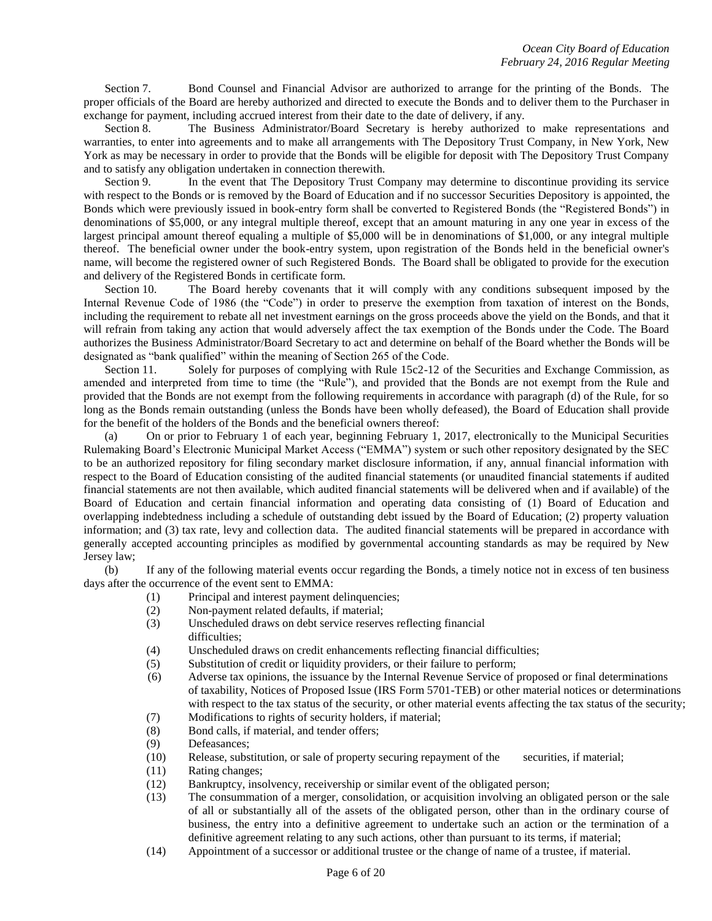Section 7. Bond Counsel and Financial Advisor are authorized to arrange for the printing of the Bonds. The proper officials of the Board are hereby authorized and directed to execute the Bonds and to deliver them to the Purchaser in exchange for payment, including accrued interest from their date to the date of delivery, if any.

Section 8. The Business Administrator/Board Secretary is hereby authorized to make representations and warranties, to enter into agreements and to make all arrangements with The Depository Trust Company, in New York, New York as may be necessary in order to provide that the Bonds will be eligible for deposit with The Depository Trust Company and to satisfy any obligation undertaken in connection therewith.

Section 9. In the event that The Depository Trust Company may determine to discontinue providing its service with respect to the Bonds or is removed by the Board of Education and if no successor Securities Depository is appointed, the Bonds which were previously issued in book-entry form shall be converted to Registered Bonds (the "Registered Bonds") in denominations of $5,000, or any integral multiple thereof, except that an amount maturing in any one year in excess of the largest principal amount thereof equaling a multiple of $5,000 will be in denominations of $1,000, or any integral multiple thereof. The beneficial owner under the book-entry system, upon registration of the Bonds held in the beneficial owner's name, will become the registered owner of such Registered Bonds. The Board shall be obligated to provide for the execution and delivery of the Registered Bonds in certificate form.

Section 10. The Board hereby covenants that it will comply with any conditions subsequent imposed by the Internal Revenue Code of 1986 (the "Code") in order to preserve the exemption from taxation of interest on the Bonds, including the requirement to rebate all net investment earnings on the gross proceeds above the yield on the Bonds, and that it will refrain from taking any action that would adversely affect the tax exemption of the Bonds under the Code. The Board authorizes the Business Administrator/Board Secretary to act and determine on behalf of the Board whether the Bonds will be designated as "bank qualified" within the meaning of Section 265 of the Code.

Section 11. Solely for purposes of complying with Rule 15c2-12 of the Securities and Exchange Commission, as amended and interpreted from time to time (the "Rule"), and provided that the Bonds are not exempt from the Rule and provided that the Bonds are not exempt from the following requirements in accordance with paragraph (d) of the Rule, for so long as the Bonds remain outstanding (unless the Bonds have been wholly defeased), the Board of Education shall provide for the benefit of the holders of the Bonds and the beneficial owners thereof:

(a) On or prior to February 1 of each year, beginning February 1, 2017, electronically to the Municipal Securities Rulemaking Board's Electronic Municipal Market Access ("EMMA") system or such other repository designated by the SEC to be an authorized repository for filing secondary market disclosure information, if any, annual financial information with respect to the Board of Education consisting of the audited financial statements (or unaudited financial statements if audited financial statements are not then available, which audited financial statements will be delivered when and if available) of the Board of Education and certain financial information and operating data consisting of (1) Board of Education and overlapping indebtedness including a schedule of outstanding debt issued by the Board of Education; (2) property valuation information; and (3) tax rate, levy and collection data. The audited financial statements will be prepared in accordance with generally accepted accounting principles as modified by governmental accounting standards as may be required by New Jersey law;

(b) If any of the following material events occur regarding the Bonds, a timely notice not in excess of ten business days after the occurrence of the event sent to EMMA:

(1) Principal and interest payment delinquencies;
(2) Non-payment related defaults, if material;
(3) Unscheduled draws on debt service reserves reflecting financial difficulties;
(4) Unscheduled draws on credit enhancements reflecting financial difficulties;
(5) Substitution of credit or liquidity providers, or their failure to perform;
(6) Adverse tax opinions, the issuance by the Internal Revenue Service of proposed or final determinations of taxability, Notices of Proposed Issue (IRS Form 5701-TEB) or other material notices or determinations with respect to the tax status of the security, or other material events affecting the tax status of the security;
(7) Modifications to rights of security holders, if material;
(8) Bond calls, if material, and tender offers;
(9) Defeasances;
(10) Release, substitution, or sale of property securing repayment of the securities, if material;
(11) Rating changes;
(12) Bankruptcy, insolvency, receivership or similar event of the obligated person;
(13) The consummation of a merger, consolidation, or acquisition involving an obligated person or the sale of all or substantially all of the assets of the obligated person, other than in the ordinary course of business, the entry into a definitive agreement to undertake such an action or the termination of a definitive agreement relating to any such actions, other than pursuant to its terms, if material;
(14) Appointment of a successor or additional trustee or the change of name of a trustee, if material.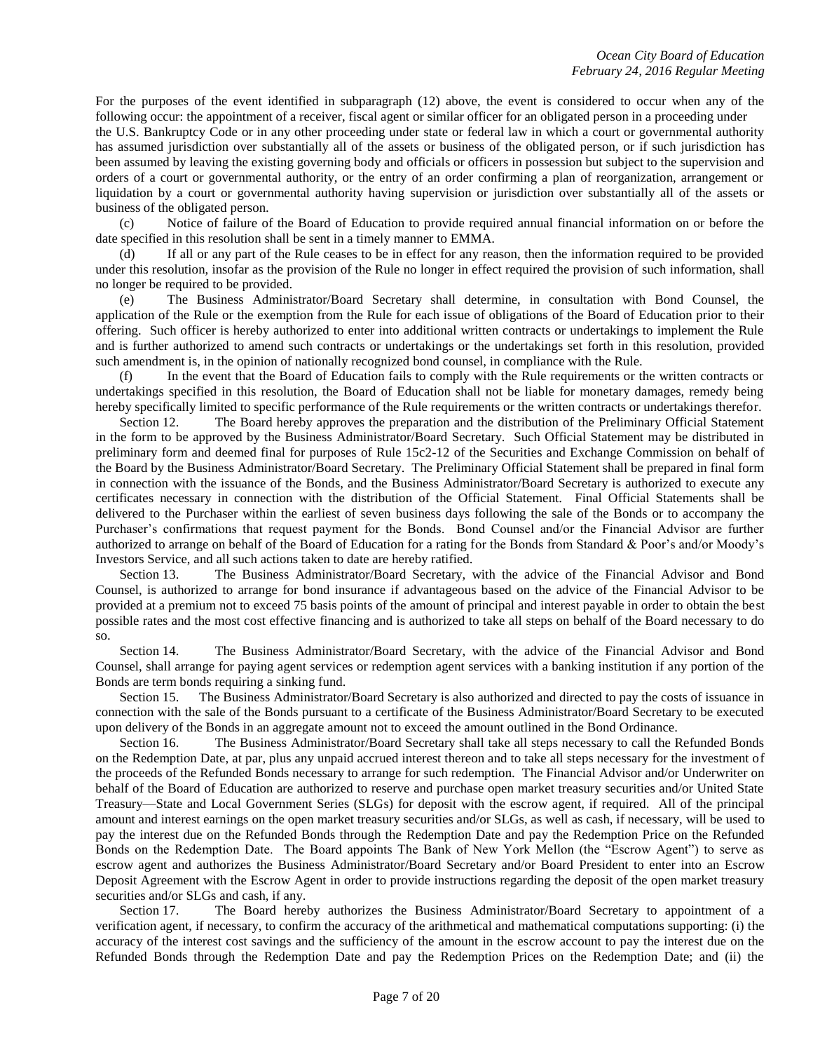For the purposes of the event identified in subparagraph (12) above, the event is considered to occur when any of the following occur: the appointment of a receiver, fiscal agent or similar officer for an obligated person in a proceeding under the U.S. Bankruptcy Code or in any other proceeding under state or federal law in which a court or governmental authority has assumed jurisdiction over substantially all of the assets or business of the obligated person, or if such jurisdiction has been assumed by leaving the existing governing body and officials or officers in possession but subject to the supervision and orders of a court or governmental authority, or the entry of an order confirming a plan of reorganization, arrangement or liquidation by a court or governmental authority having supervision or jurisdiction over substantially all of the assets or business of the obligated person.

(c) Notice of failure of the Board of Education to provide required annual financial information on or before the date specified in this resolution shall be sent in a timely manner to EMMA.

(d) If all or any part of the Rule ceases to be in effect for any reason, then the information required to be provided under this resolution, insofar as the provision of the Rule no longer in effect required the provision of such information, shall no longer be required to be provided.

(e) The Business Administrator/Board Secretary shall determine, in consultation with Bond Counsel, the application of the Rule or the exemption from the Rule for each issue of obligations of the Board of Education prior to their offering. Such officer is hereby authorized to enter into additional written contracts or undertakings to implement the Rule and is further authorized to amend such contracts or undertakings or the undertakings set forth in this resolution, provided such amendment is, in the opinion of nationally recognized bond counsel, in compliance with the Rule.

(f) In the event that the Board of Education fails to comply with the Rule requirements or the written contracts or undertakings specified in this resolution, the Board of Education shall not be liable for monetary damages, remedy being hereby specifically limited to specific performance of the Rule requirements or the written contracts or undertakings therefor.

Section 12. The Board hereby approves the preparation and the distribution of the Preliminary Official Statement in the form to be approved by the Business Administrator/Board Secretary. Such Official Statement may be distributed in preliminary form and deemed final for purposes of Rule 15c2-12 of the Securities and Exchange Commission on behalf of the Board by the Business Administrator/Board Secretary. The Preliminary Official Statement shall be prepared in final form in connection with the issuance of the Bonds, and the Business Administrator/Board Secretary is authorized to execute any certificates necessary in connection with the distribution of the Official Statement. Final Official Statements shall be delivered to the Purchaser within the earliest of seven business days following the sale of the Bonds or to accompany the Purchaser's confirmations that request payment for the Bonds. Bond Counsel and/or the Financial Advisor are further authorized to arrange on behalf of the Board of Education for a rating for the Bonds from Standard & Poor's and/or Moody's Investors Service, and all such actions taken to date are hereby ratified.

Section 13. The Business Administrator/Board Secretary, with the advice of the Financial Advisor and Bond Counsel, is authorized to arrange for bond insurance if advantageous based on the advice of the Financial Advisor to be provided at a premium not to exceed 75 basis points of the amount of principal and interest payable in order to obtain the best possible rates and the most cost effective financing and is authorized to take all steps on behalf of the Board necessary to do so.

Section 14. The Business Administrator/Board Secretary, with the advice of the Financial Advisor and Bond Counsel, shall arrange for paying agent services or redemption agent services with a banking institution if any portion of the Bonds are term bonds requiring a sinking fund.

Section 15. The Business Administrator/Board Secretary is also authorized and directed to pay the costs of issuance in connection with the sale of the Bonds pursuant to a certificate of the Business Administrator/Board Secretary to be executed upon delivery of the Bonds in an aggregate amount not to exceed the amount outlined in the Bond Ordinance.

Section 16. The Business Administrator/Board Secretary shall take all steps necessary to call the Refunded Bonds on the Redemption Date, at par, plus any unpaid accrued interest thereon and to take all steps necessary for the investment of the proceeds of the Refunded Bonds necessary to arrange for such redemption. The Financial Advisor and/or Underwriter on behalf of the Board of Education are authorized to reserve and purchase open market treasury securities and/or United State Treasury—State and Local Government Series (SLGs) for deposit with the escrow agent, if required. All of the principal amount and interest earnings on the open market treasury securities and/or SLGs, as well as cash, if necessary, will be used to pay the interest due on the Refunded Bonds through the Redemption Date and pay the Redemption Price on the Refunded Bonds on the Redemption Date. The Board appoints The Bank of New York Mellon (the "Escrow Agent") to serve as escrow agent and authorizes the Business Administrator/Board Secretary and/or Board President to enter into an Escrow Deposit Agreement with the Escrow Agent in order to provide instructions regarding the deposit of the open market treasury securities and/or SLGs and cash, if any.

Section 17. The Board hereby authorizes the Business Administrator/Board Secretary to appointment of a verification agent, if necessary, to confirm the accuracy of the arithmetical and mathematical computations supporting: (i) the accuracy of the interest cost savings and the sufficiency of the amount in the escrow account to pay the interest due on the Refunded Bonds through the Redemption Date and pay the Redemption Prices on the Redemption Date; and (ii) the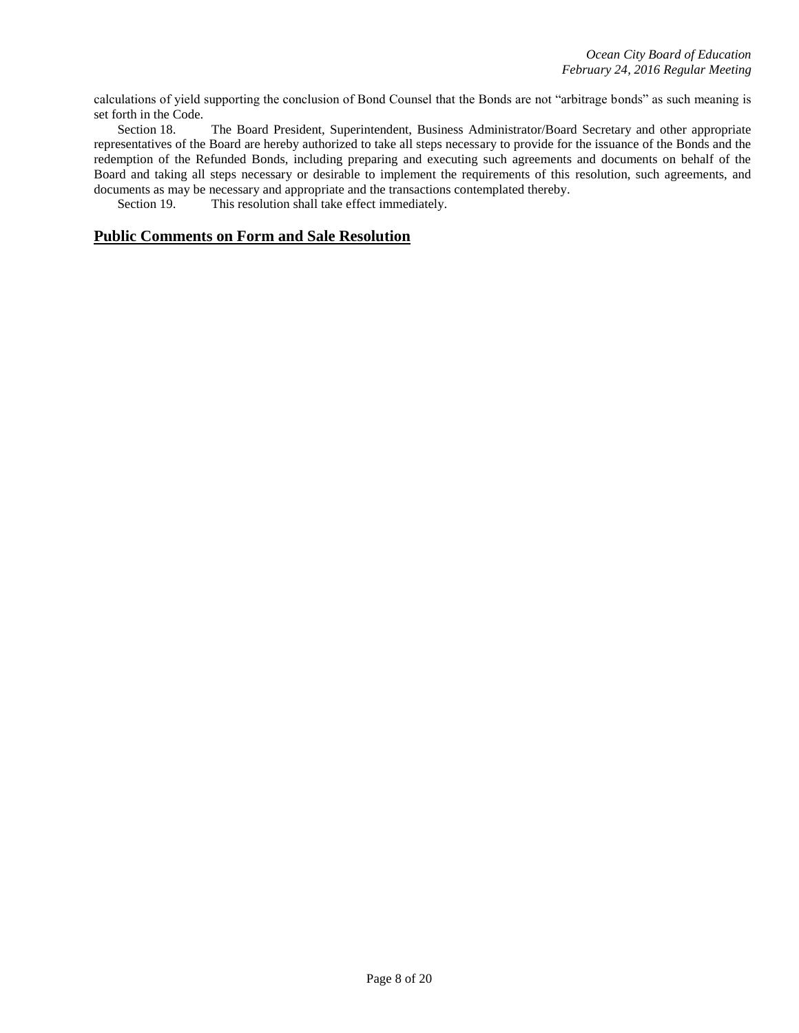calculations of yield supporting the conclusion of Bond Counsel that the Bonds are not "arbitrage bonds" as such meaning is set forth in the Code.

Section 18. The Board President, Superintendent, Business Administrator/Board Secretary and other appropriate representatives of the Board are hereby authorized to take all steps necessary to provide for the issuance of the Bonds and the redemption of the Refunded Bonds, including preparing and executing such agreements and documents on behalf of the Board and taking all steps necessary or desirable to implement the requirements of this resolution, such agreements, and documents as may be necessary and appropriate and the transactions contemplated thereby.

Section 19. This resolution shall take effect immediately.

## **Public Comments on Form and Sale Resolution**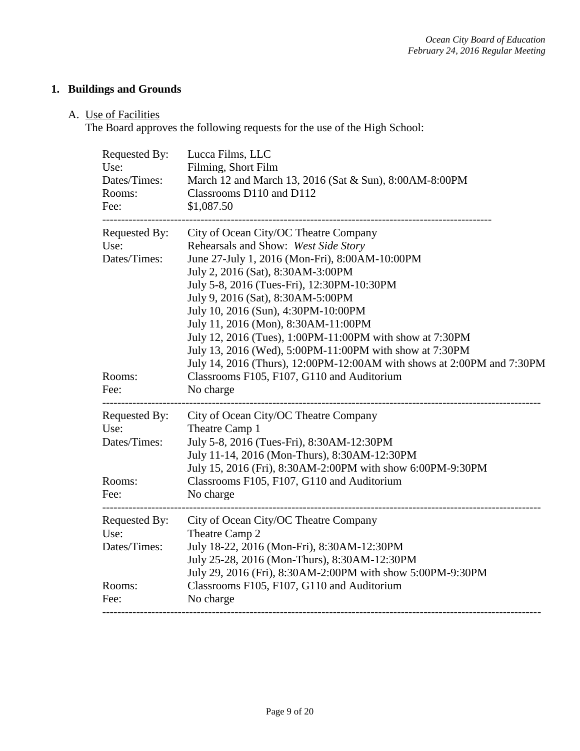## 1. Buildings and Grounds

A. Use of Facilities

The Board approves the following requests for the use of the High School:

| | |
|---|---|
| Requested By: | Lucca Films, LLC |
| Use: | Filming, Short Film |
| Dates/Times: | March 12 and March 13, 2016 (Sat & Sun), 8:00AM-8:00PM |
| Rooms: | Classrooms D110 and D112 |
| Fee: | $1,087.50 |

---

| | |
|---|---|
| Requested By: | City of Ocean City/OC Theatre Company |
| Use: | Rehearsals and Show: *West Side Story* |
| Dates/Times: | June 27-July 1, 2016 (Mon-Fri), 8:00AM-10:00PM<br>July 2, 2016 (Sat), 8:30AM-3:00PM<br>July 5-8, 2016 (Tues-Fri), 12:30PM-10:30PM<br>July 9, 2016 (Sat), 8:30AM-5:00PM<br>July 10, 2016 (Sun), 4:30PM-10:00PM<br>July 11, 2016 (Mon), 8:30AM-11:00PM<br>July 12, 2016 (Tues), 1:00PM-11:00PM with show at 7:30PM<br>July 13, 2016 (Wed), 5:00PM-11:00PM with show at 7:30PM<br>July 14, 2016 (Thurs), 12:00PM-12:00AM with shows at 2:00PM and 7:30PM |
| Rooms: | Classrooms F105, F107, G110 and Auditorium |
| Fee: | No charge |

---

| | |
|---|---|
| Requested By: | City of Ocean City/OC Theatre Company |
| Use: | Theatre Camp 1 |
| Dates/Times: | July 5-8, 2016 (Tues-Fri), 8:30AM-12:30PM<br>July 11-14, 2016 (Mon-Thurs), 8:30AM-12:30PM<br>July 15, 2016 (Fri), 8:30AM-2:00PM with show 6:00PM-9:30PM |
| Rooms: | Classrooms F105, F107, G110 and Auditorium |
| Fee: | No charge |

---

| | |
|---|---|
| Requested By: | City of Ocean City/OC Theatre Company |
| Use: | Theatre Camp 2 |
| Dates/Times: | July 18-22, 2016 (Mon-Fri), 8:30AM-12:30PM<br>July 25-28, 2016 (Mon-Thurs), 8:30AM-12:30PM<br>July 29, 2016 (Fri), 8:30AM-2:00PM with show 5:00PM-9:30PM |
| Rooms: | Classrooms F105, F107, G110 and Auditorium |
| Fee: | No charge |

---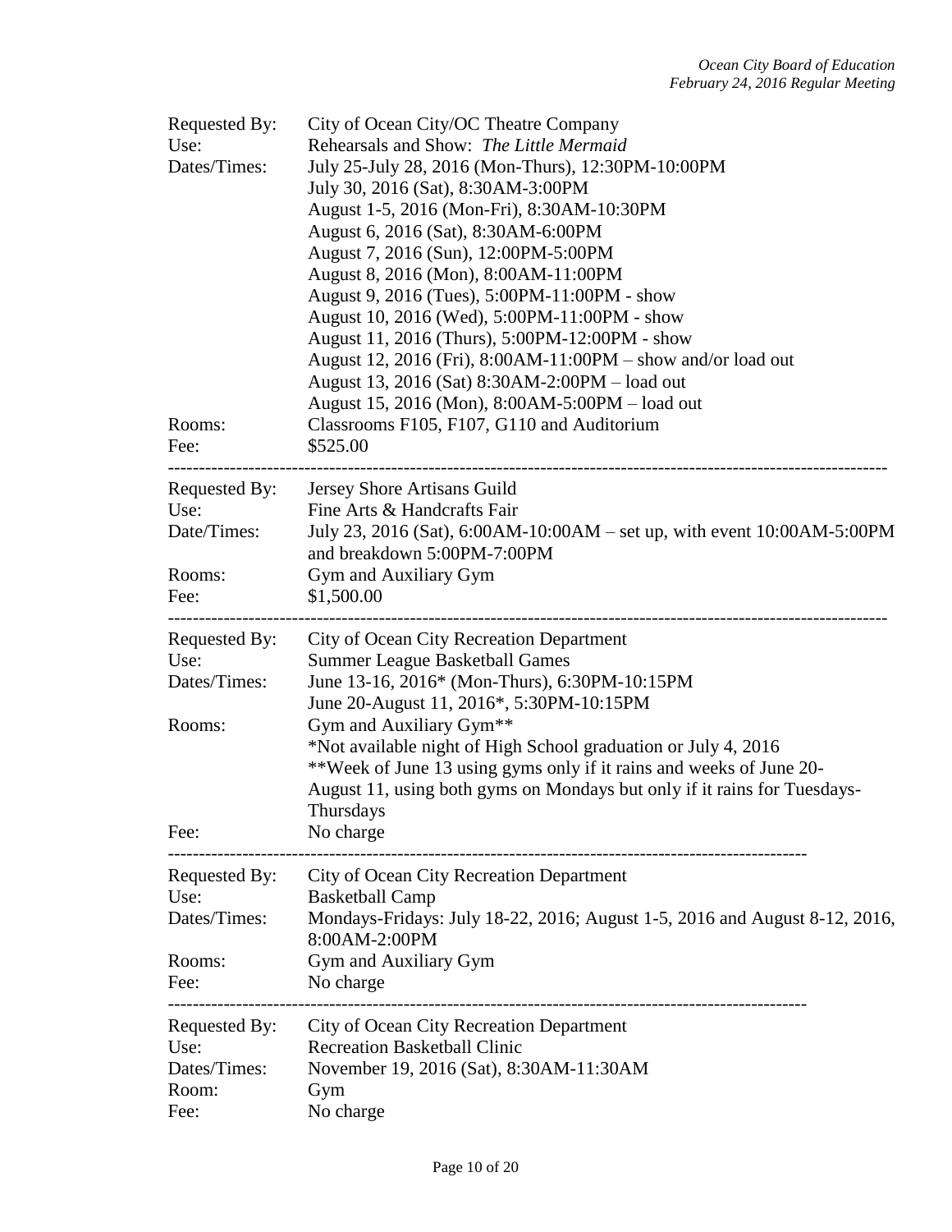| | |
|---|---|
| Requested By: | City of Ocean City/OC Theatre Company |
| Use: | Rehearsals and Show: *The Little Mermaid* |
| Dates/Times: | July 25-July 28, 2016 (Mon-Thurs), 12:30PM-10:00PM<br>July 30, 2016 (Sat), 8:30AM-3:00PM<br>August 1-5, 2016 (Mon-Fri), 8:30AM-10:30PM<br>August 6, 2016 (Sat), 8:30AM-6:00PM<br>August 7, 2016 (Sun), 12:00PM-5:00PM<br>August 8, 2016 (Mon), 8:00AM-11:00PM<br>August 9, 2016 (Tues), 5:00PM-11:00PM - show<br>August 10, 2016 (Wed), 5:00PM-11:00PM - show<br>August 11, 2016 (Thurs), 5:00PM-12:00PM - show<br>August 12, 2016 (Fri), 8:00AM-11:00PM – show and/or load out<br>August 13, 2016 (Sat) 8:30AM-2:00PM – load out<br>August 15, 2016 (Mon), 8:00AM-5:00PM – load out |
| Rooms: | Classrooms F105, F107, G110 and Auditorium |
| Fee: | $525.00 |

---

| | |
|---|---|
| Requested By: | Jersey Shore Artisans Guild |
| Use: | Fine Arts & Handcrafts Fair |
| Date/Times: | July 23, 2016 (Sat), 6:00AM-10:00AM – set up, with event 10:00AM-5:00PM and breakdown 5:00PM-7:00PM |
| Rooms: | Gym and Auxiliary Gym |
| Fee: | $1,500.00 |

---

| | |
|---|---|
| Requested By: | City of Ocean City Recreation Department |
| Use: | Summer League Basketball Games |
| Dates/Times: | June 13-16, 2016* (Mon-Thurs), 6:30PM-10:15PM<br>June 20-August 11, 2016*, 5:30PM-10:15PM |
| Rooms: | Gym and Auxiliary Gym**<br>*Not available night of High School graduation or July 4, 2016<br>**Week of June 13 using gyms only if it rains and weeks of June 20-August 11, using both gyms on Mondays but only if it rains for Tuesdays-Thursdays |
| Fee: | No charge |

---

| | |
|---|---|
| Requested By: | City of Ocean City Recreation Department |
| Use: | Basketball Camp |
| Dates/Times: | Mondays-Fridays: July 18-22, 2016; August 1-5, 2016 and August 8-12, 2016, 8:00AM-2:00PM |
| Rooms: | Gym and Auxiliary Gym |
| Fee: | No charge |

---

| | |
|---|---|
| Requested By: | City of Ocean City Recreation Department |
| Use: | Recreation Basketball Clinic |
| Dates/Times: | November 19, 2016 (Sat), 8:30AM-11:30AM |
| Room: | Gym |
| Fee: | No charge |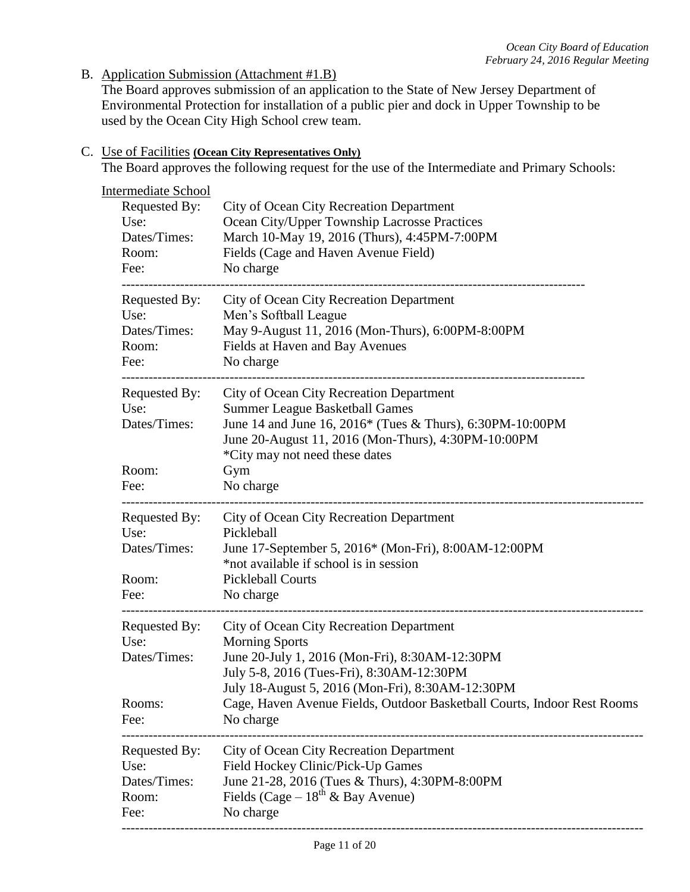B. Application Submission (Attachment #1.B)
The Board approves submission of an application to the State of New Jersey Department of Environmental Protection for installation of a public pier and dock in Upper Township to be used by the Ocean City High School crew team.

C. Use of Facilities **(Ocean City Representatives Only)**
The Board approves the following request for the use of the Intermediate and Primary Schools:

Intermediate School

| | |
|---|---|
| Requested By: | City of Ocean City Recreation Department |
| Use: | Ocean City/Upper Township Lacrosse Practices |
| Dates/Times: | March 10-May 19, 2016 (Thurs), 4:45PM-7:00PM |
| Room: | Fields (Cage and Haven Avenue Field) |
| Fee: | No charge |

---

| | |
|---|---|
| Requested By: | City of Ocean City Recreation Department |
| Use: | Men's Softball League |
| Dates/Times: | May 9-August 11, 2016 (Mon-Thurs), 6:00PM-8:00PM |
| Room: | Fields at Haven and Bay Avenues |
| Fee: | No charge |

---

| | |
|---|---|
| Requested By: | City of Ocean City Recreation Department |
| Use: | Summer League Basketball Games |
| Dates/Times: | June 14 and June 16, 2016* (Tues & Thurs), 6:30PM-10:00PM<br>June 20-August 11, 2016 (Mon-Thurs), 4:30PM-10:00PM<br>*City may not need these dates |
| Room: | Gym |
| Fee: | No charge |

---

| | |
|---|---|
| Requested By: | City of Ocean City Recreation Department |
| Use: | Pickleball |
| Dates/Times: | June 17-September 5, 2016* (Mon-Fri), 8:00AM-12:00PM<br>*not available if school is in session |
| Room: | Pickleball Courts |
| Fee: | No charge |

---

| | |
|---|---|
| Requested By: | City of Ocean City Recreation Department |
| Use: | Morning Sports |
| Dates/Times: | June 20-July 1, 2016 (Mon-Fri), 8:30AM-12:30PM<br>July 5-8, 2016 (Tues-Fri), 8:30AM-12:30PM<br>July 18-August 5, 2016 (Mon-Fri), 8:30AM-12:30PM |
| Rooms: | Cage, Haven Avenue Fields, Outdoor Basketball Courts, Indoor Rest Rooms |
| Fee: | No charge |

---

| | |
|---|---|
| Requested By: | City of Ocean City Recreation Department |
| Use: | Field Hockey Clinic/Pick-Up Games |
| Dates/Times: | June 21-28, 2016 (Tues & Thurs), 4:30PM-8:00PM |
| Room: | Fields (Cage – 18th & Bay Avenue) |
| Fee: | No charge |

---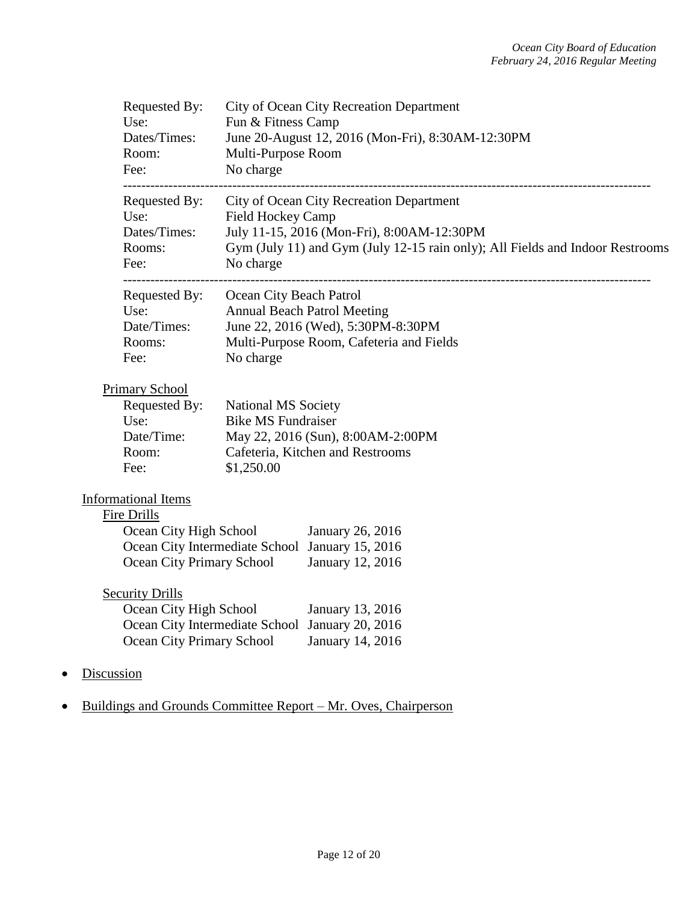Requested By: City of Ocean City Recreation Department
Use: Fun & Fitness Camp
Dates/Times: June 20-August 12, 2016 (Mon-Fri), 8:30AM-12:30PM
Room: Multi-Purpose Room
Fee: No charge

---

Requested By: City of Ocean City Recreation Department
Use: Field Hockey Camp
Dates/Times: July 11-15, 2016 (Mon-Fri), 8:00AM-12:30PM
Rooms: Gym (July 11) and Gym (July 12-15 rain only); All Fields and Indoor Restrooms
Fee: No charge

---

Requested By: Ocean City Beach Patrol
Use: Annual Beach Patrol Meeting
Date/Times: June 22, 2016 (Wed), 5:30PM-8:30PM
Rooms: Multi-Purpose Room, Cafeteria and Fields
Fee: No charge

Primary School

Requested By: National MS Society
Use: Bike MS Fundraiser
Date/Time: May 22, 2016 (Sun), 8:00AM-2:00PM
Room: Cafeteria, Kitchen and Restrooms
Fee: $1,250.00

Informational Items

Fire Drills

| | |
|---|---|
| Ocean City High School | January 26, 2016 |
| Ocean City Intermediate School | January 15, 2016 |
| Ocean City Primary School | January 12, 2016 |

Security Drills

| | |
|---|---|
| Ocean City High School | January 13, 2016 |
| Ocean City Intermediate School | January 20, 2016 |
| Ocean City Primary School | January 14, 2016 |

- Discussion
- Buildings and Grounds Committee Report – Mr. Oves, Chairperson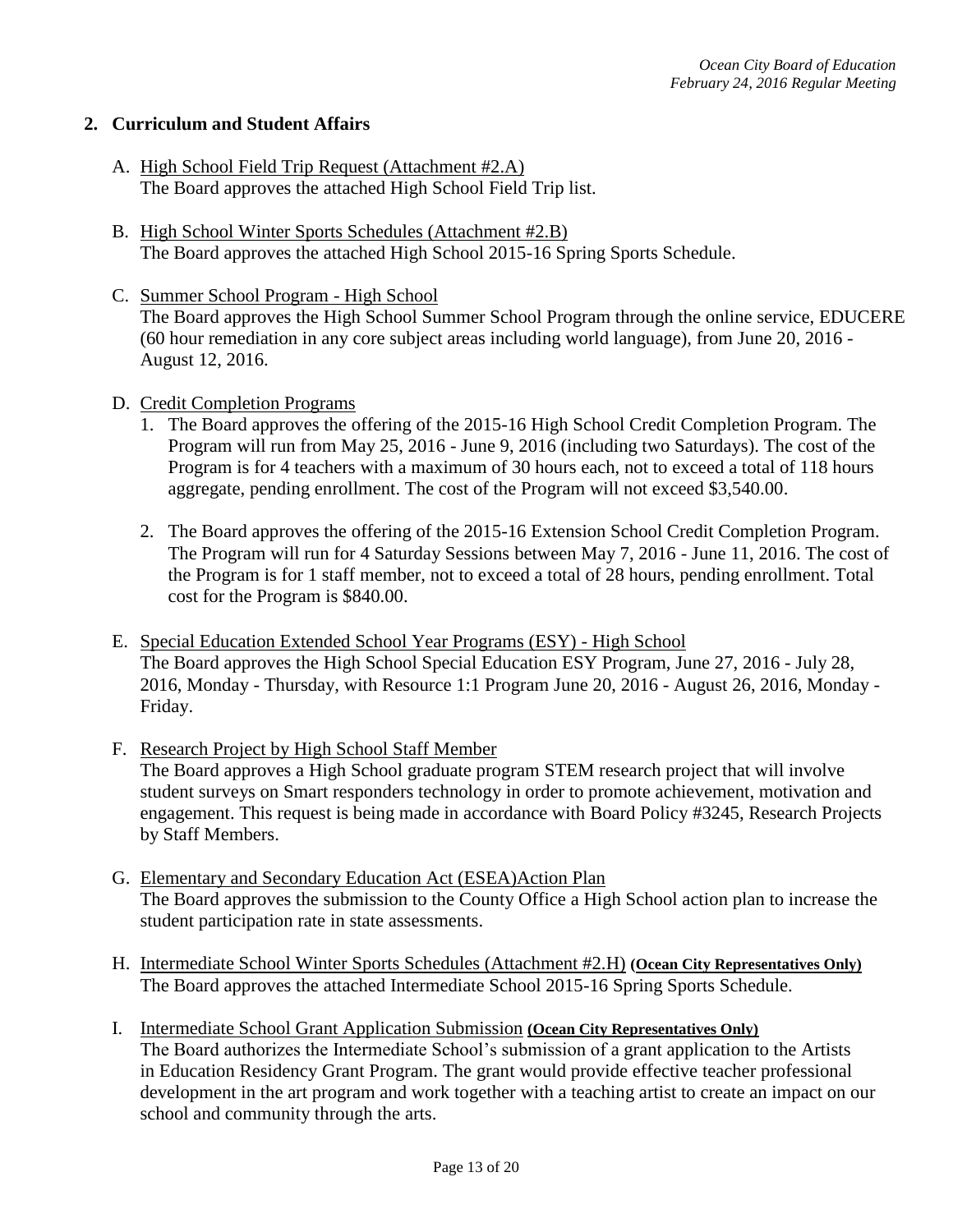## 2. Curriculum and Student Affairs

A. High School Field Trip Request (Attachment #2.A)
The Board approves the attached High School Field Trip list.

B. High School Winter Sports Schedules (Attachment #2.B)
The Board approves the attached High School 2015-16 Spring Sports Schedule.

C. Summer School Program - High School
The Board approves the High School Summer School Program through the online service, EDUCERE (60 hour remediation in any core subject areas including world language), from June 20, 2016 - August 12, 2016.

D. Credit Completion Programs

1. The Board approves the offering of the 2015-16 High School Credit Completion Program. The Program will run from May 25, 2016 - June 9, 2016 (including two Saturdays). The cost of the Program is for 4 teachers with a maximum of 30 hours each, not to exceed a total of 118 hours aggregate, pending enrollment. The cost of the Program will not exceed $3,540.00.

2. The Board approves the offering of the 2015-16 Extension School Credit Completion Program. The Program will run for 4 Saturday Sessions between May 7, 2016 - June 11, 2016. The cost of the Program is for 1 staff member, not to exceed a total of 28 hours, pending enrollment. Total cost for the Program is $840.00.

E. Special Education Extended School Year Programs (ESY) - High School
The Board approves the High School Special Education ESY Program, June 27, 2016 - July 28, 2016, Monday - Thursday, with Resource 1:1 Program June 20, 2016 - August 26, 2016, Monday - Friday.

F. Research Project by High School Staff Member
The Board approves a High School graduate program STEM research project that will involve student surveys on Smart responders technology in order to promote achievement, motivation and engagement. This request is being made in accordance with Board Policy #3245, Research Projects by Staff Members.

G. Elementary and Secondary Education Act (ESEA)Action Plan
The Board approves the submission to the County Office a High School action plan to increase the student participation rate in state assessments.

H. Intermediate School Winter Sports Schedules (Attachment #2.H) **(Ocean City Representatives Only)**
The Board approves the attached Intermediate School 2015-16 Spring Sports Schedule.

I. Intermediate School Grant Application Submission **(Ocean City Representatives Only)**
The Board authorizes the Intermediate School's submission of a grant application to the Artists in Education Residency Grant Program. The grant would provide effective teacher professional development in the art program and work together with a teaching artist to create an impact on our school and community through the arts.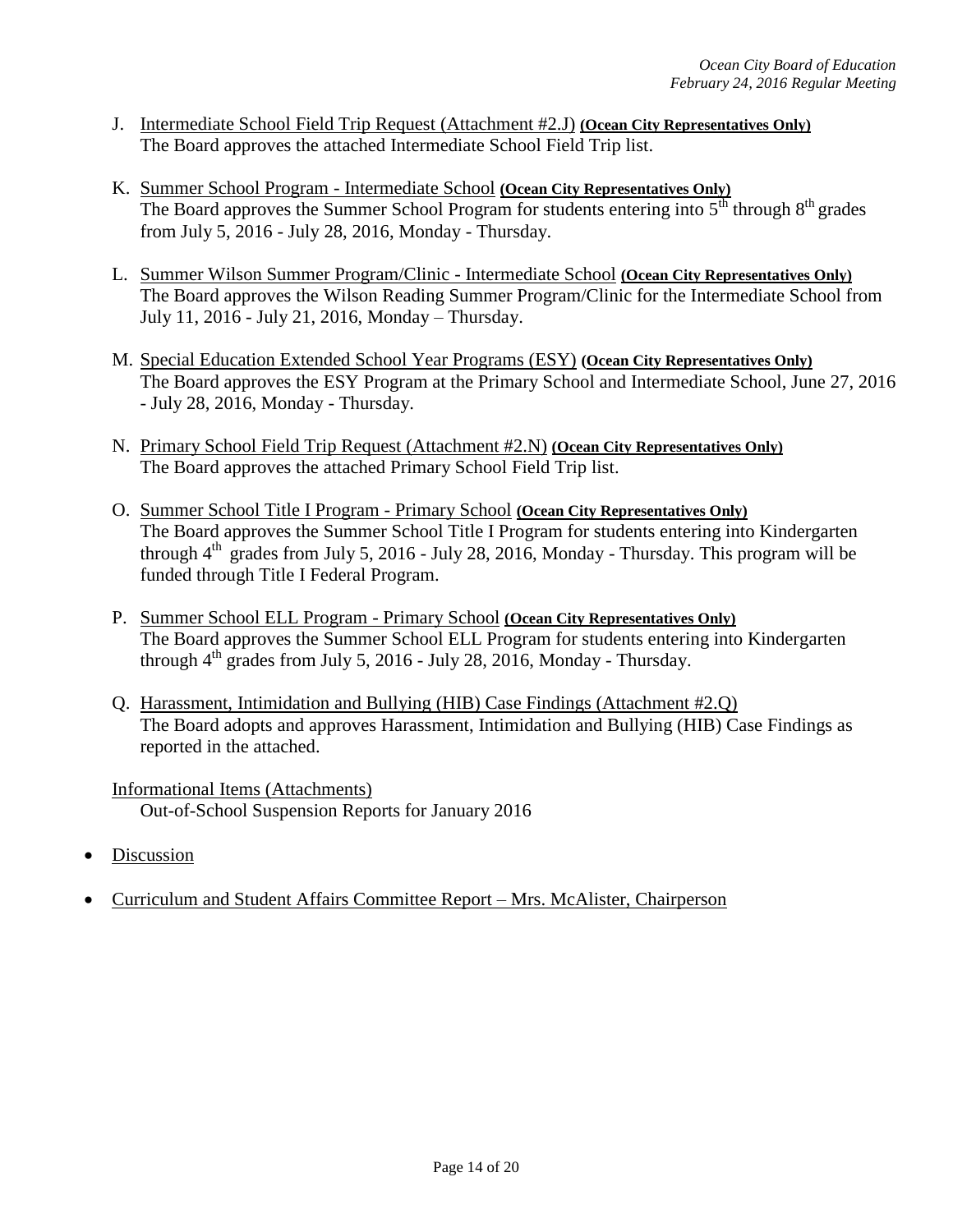J. Intermediate School Field Trip Request (Attachment #2.J) **(Ocean City Representatives Only)**
   The Board approves the attached Intermediate School Field Trip list.

K. Summer School Program - Intermediate School **(Ocean City Representatives Only)**
   The Board approves the Summer School Program for students entering into $5^{th}$ through $8^{th}$ grades from July 5, 2016 - July 28, 2016, Monday - Thursday.

L. Summer Wilson Summer Program/Clinic - Intermediate School **(Ocean City Representatives Only)**
   The Board approves the Wilson Reading Summer Program/Clinic for the Intermediate School from July 11, 2016 - July 21, 2016, Monday – Thursday.

M. Special Education Extended School Year Programs (ESY) **(Ocean City Representatives Only)**
   The Board approves the ESY Program at the Primary School and Intermediate School, June 27, 2016 - July 28, 2016, Monday - Thursday.

N. Primary School Field Trip Request (Attachment #2.N) **(Ocean City Representatives Only)**
   The Board approves the attached Primary School Field Trip list.

O. Summer School Title I Program - Primary School **(Ocean City Representatives Only)**
   The Board approves the Summer School Title I Program for students entering into Kindergarten through $4^{th}$ grades from July 5, 2016 - July 28, 2016, Monday - Thursday. This program will be funded through Title I Federal Program.

P. Summer School ELL Program - Primary School **(Ocean City Representatives Only)**
   The Board approves the Summer School ELL Program for students entering into Kindergarten through $4^{th}$ grades from July 5, 2016 - July 28, 2016, Monday - Thursday.

Q. Harassment, Intimidation and Bullying (HIB) Case Findings (Attachment #2.Q)
   The Board adopts and approves Harassment, Intimidation and Bullying (HIB) Case Findings as reported in the attached.

Informational Items (Attachments)
   Out-of-School Suspension Reports for January 2016

- Discussion

- Curriculum and Student Affairs Committee Report – Mrs. McAlister, Chairperson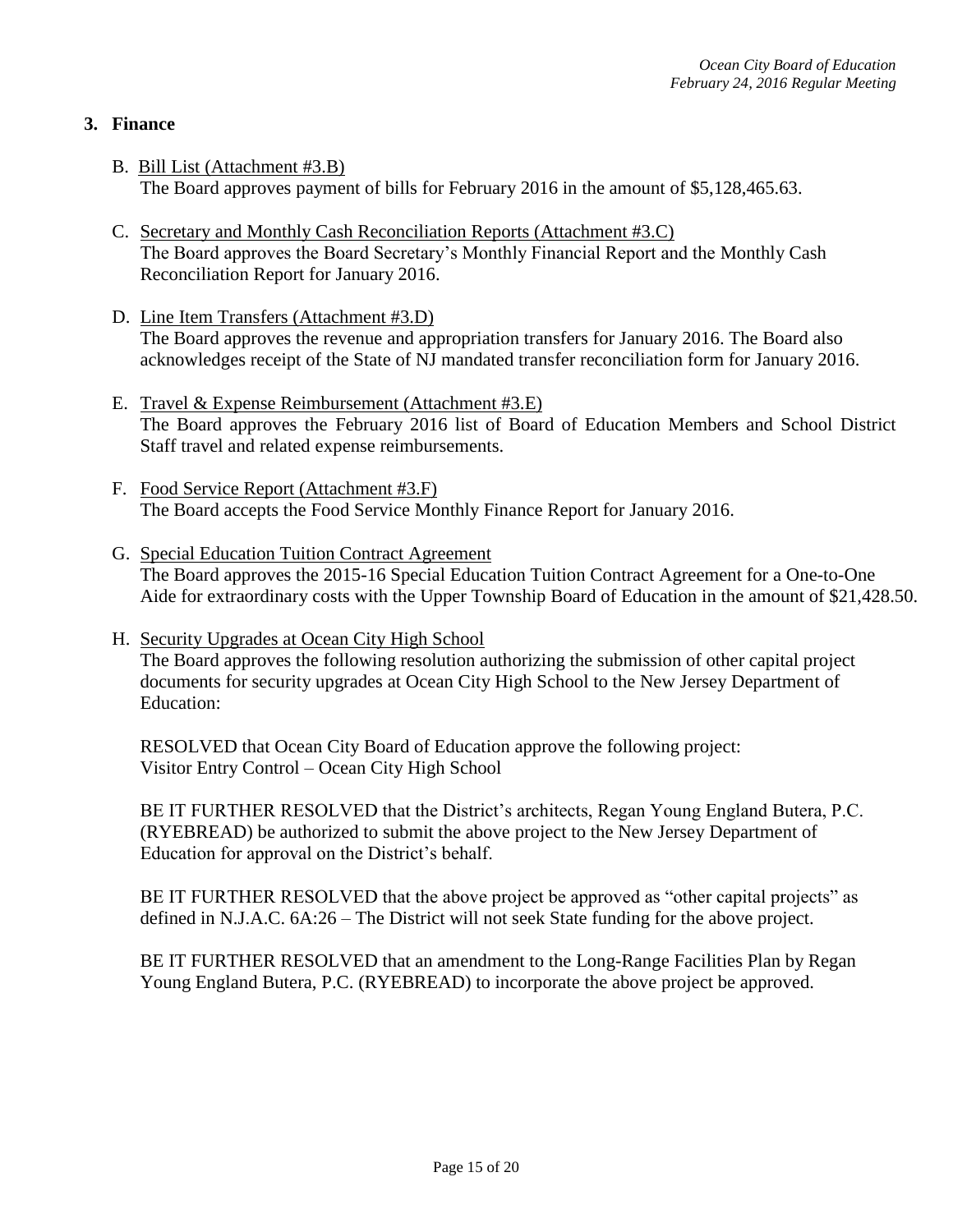## 3. Finance

B. Bill List (Attachment #3.B)
The Board approves payment of bills for February 2016 in the amount of $5,128,465.63.

C. Secretary and Monthly Cash Reconciliation Reports (Attachment #3.C)
The Board approves the Board Secretary's Monthly Financial Report and the Monthly Cash Reconciliation Report for January 2016.

D. Line Item Transfers (Attachment #3.D)
The Board approves the revenue and appropriation transfers for January 2016. The Board also acknowledges receipt of the State of NJ mandated transfer reconciliation form for January 2016.

E. Travel & Expense Reimbursement (Attachment #3.E)
The Board approves the February 2016 list of Board of Education Members and School District Staff travel and related expense reimbursements.

F. Food Service Report (Attachment #3.F)
The Board accepts the Food Service Monthly Finance Report for January 2016.

G. Special Education Tuition Contract Agreement
The Board approves the 2015-16 Special Education Tuition Contract Agreement for a One-to-One Aide for extraordinary costs with the Upper Township Board of Education in the amount of $21,428.50.

H. Security Upgrades at Ocean City High School
The Board approves the following resolution authorizing the submission of other capital project documents for security upgrades at Ocean City High School to the New Jersey Department of Education:

RESOLVED that Ocean City Board of Education approve the following project:
Visitor Entry Control – Ocean City High School

BE IT FURTHER RESOLVED that the District's architects, Regan Young England Butera, P.C. (RYEBREAD) be authorized to submit the above project to the New Jersey Department of Education for approval on the District's behalf.

BE IT FURTHER RESOLVED that the above project be approved as "other capital projects" as defined in N.J.A.C. 6A:26 – The District will not seek State funding for the above project.

BE IT FURTHER RESOLVED that an amendment to the Long-Range Facilities Plan by Regan Young England Butera, P.C. (RYEBREAD) to incorporate the above project be approved.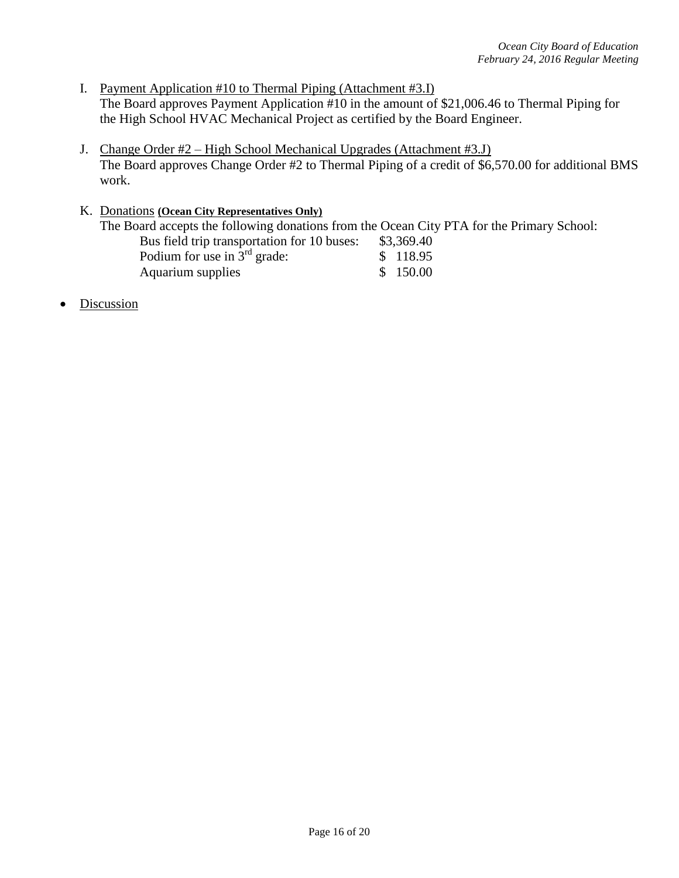I. <u>Payment Application #10 to Thermal Piping (Attachment #3.I)</u>
The Board approves Payment Application #10 in the amount of $21,006.46 to Thermal Piping for the High School HVAC Mechanical Project as certified by the Board Engineer.

J. <u>Change Order #2 – High School Mechanical Upgrades (Attachment #3.J)</u>
The Board approves Change Order #2 to Thermal Piping of a credit of $6,570.00 for additional BMS work.

K. <u>Donations</u> **(Ocean City Representatives Only)**
The Board accepts the following donations from the Ocean City PTA for the Primary School:

| | |
|---|---|
| Bus field trip transportation for 10 buses: | $3,369.40 |
| Podium for use in 3rd grade: | $ 118.95 |
| Aquarium supplies | $ 150.00 |

- <u>Discussion</u>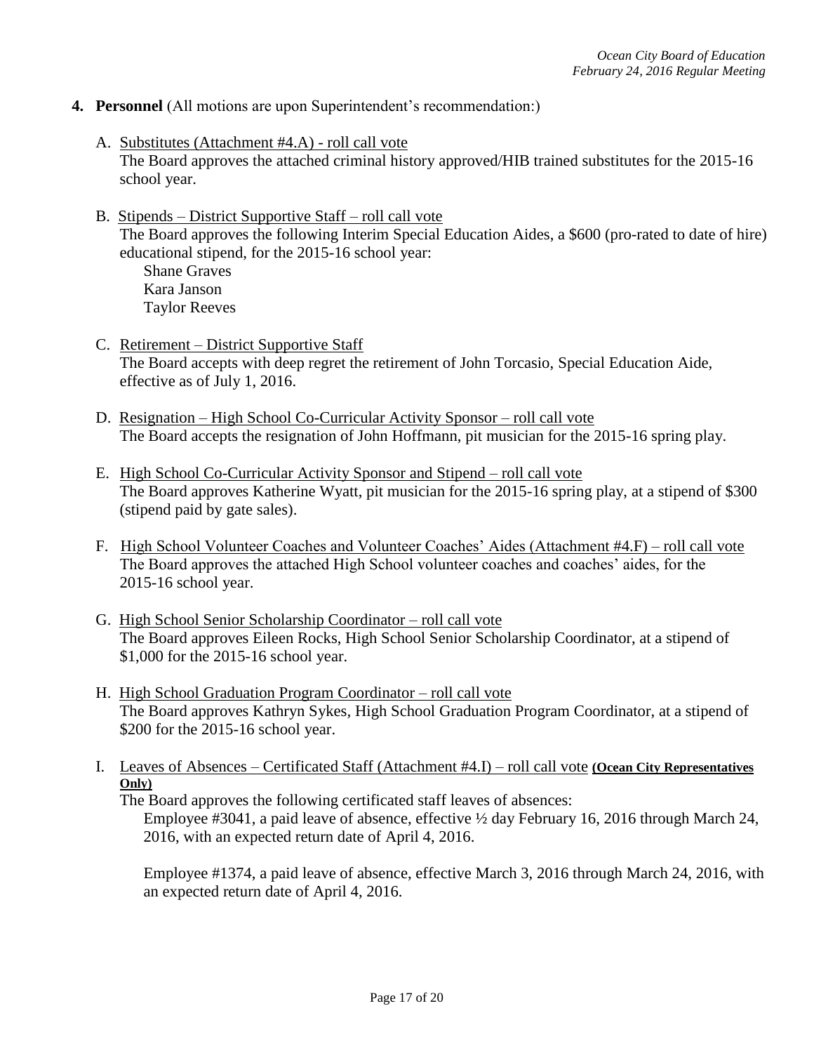**4. Personnel** (All motions are upon Superintendent's recommendation:)

A. Substitutes (Attachment #4.A) - roll call vote
The Board approves the attached criminal history approved/HIB trained substitutes for the 2015-16 school year.

B. Stipends – District Supportive Staff – roll call vote
The Board approves the following Interim Special Education Aides, a $600 (pro-rated to date of hire) educational stipend, for the 2015-16 school year:
Shane Graves
Kara Janson
Taylor Reeves

C. Retirement – District Supportive Staff
The Board accepts with deep regret the retirement of John Torcasio, Special Education Aide, effective as of July 1, 2016.

D. Resignation – High School Co-Curricular Activity Sponsor – roll call vote
The Board accepts the resignation of John Hoffmann, pit musician for the 2015-16 spring play.

E. High School Co-Curricular Activity Sponsor and Stipend – roll call vote
The Board approves Katherine Wyatt, pit musician for the 2015-16 spring play, at a stipend of $300 (stipend paid by gate sales).

F. High School Volunteer Coaches and Volunteer Coaches' Aides (Attachment #4.F) – roll call vote
The Board approves the attached High School volunteer coaches and coaches' aides, for the 2015-16 school year.

G. High School Senior Scholarship Coordinator – roll call vote
The Board approves Eileen Rocks, High School Senior Scholarship Coordinator, at a stipend of $1,000 for the 2015-16 school year.

H. High School Graduation Program Coordinator – roll call vote
The Board approves Kathryn Sykes, High School Graduation Program Coordinator, at a stipend of $200 for the 2015-16 school year.

I. Leaves of Absences – Certificated Staff (Attachment #4.I) – roll call vote **(Ocean City Representatives Only)**
The Board approves the following certificated staff leaves of absences:

Employee #3041, a paid leave of absence, effective ½ day February 16, 2016 through March 24, 2016, with an expected return date of April 4, 2016.

Employee #1374, a paid leave of absence, effective March 3, 2016 through March 24, 2016, with an expected return date of April 4, 2016.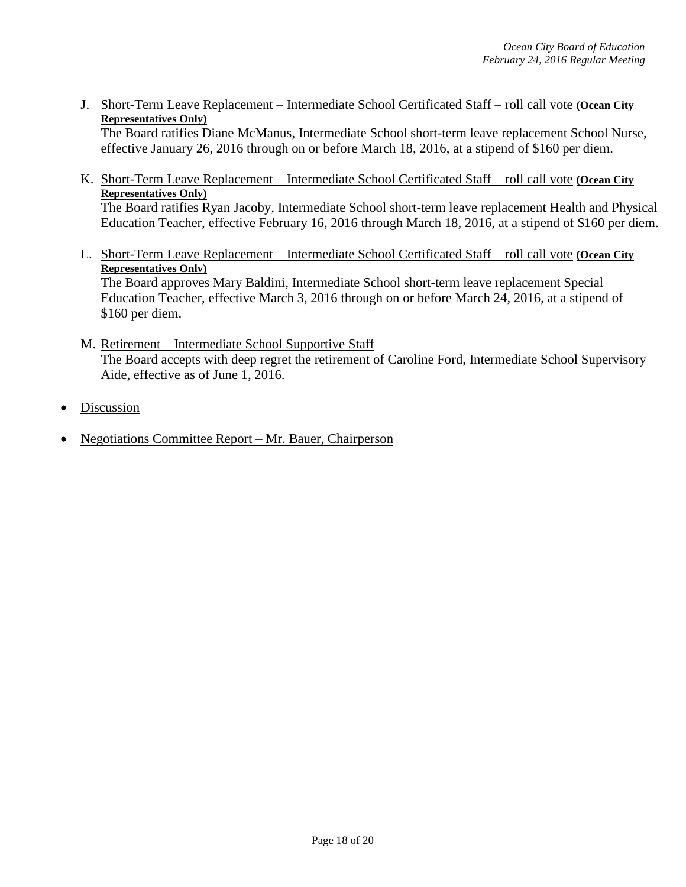J. Short-Term Leave Replacement – Intermediate School Certificated Staff – roll call vote **(Ocean City Representatives Only)**
   The Board ratifies Diane McManus, Intermediate School short-term leave replacement School Nurse, effective January 26, 2016 through on or before March 18, 2016, at a stipend of $160 per diem.

K. Short-Term Leave Replacement – Intermediate School Certificated Staff – roll call vote **(Ocean City Representatives Only)**
   The Board ratifies Ryan Jacoby, Intermediate School short-term leave replacement Health and Physical Education Teacher, effective February 16, 2016 through March 18, 2016, at a stipend of $160 per diem.

L. Short-Term Leave Replacement – Intermediate School Certificated Staff – roll call vote **(Ocean City Representatives Only)**
   The Board approves Mary Baldini, Intermediate School short-term leave replacement Special Education Teacher, effective March 3, 2016 through on or before March 24, 2016, at a stipend of $160 per diem.

M. Retirement – Intermediate School Supportive Staff
   The Board accepts with deep regret the retirement of Caroline Ford, Intermediate School Supervisory Aide, effective as of June 1, 2016.

- Discussion

- Negotiations Committee Report – Mr. Bauer, Chairperson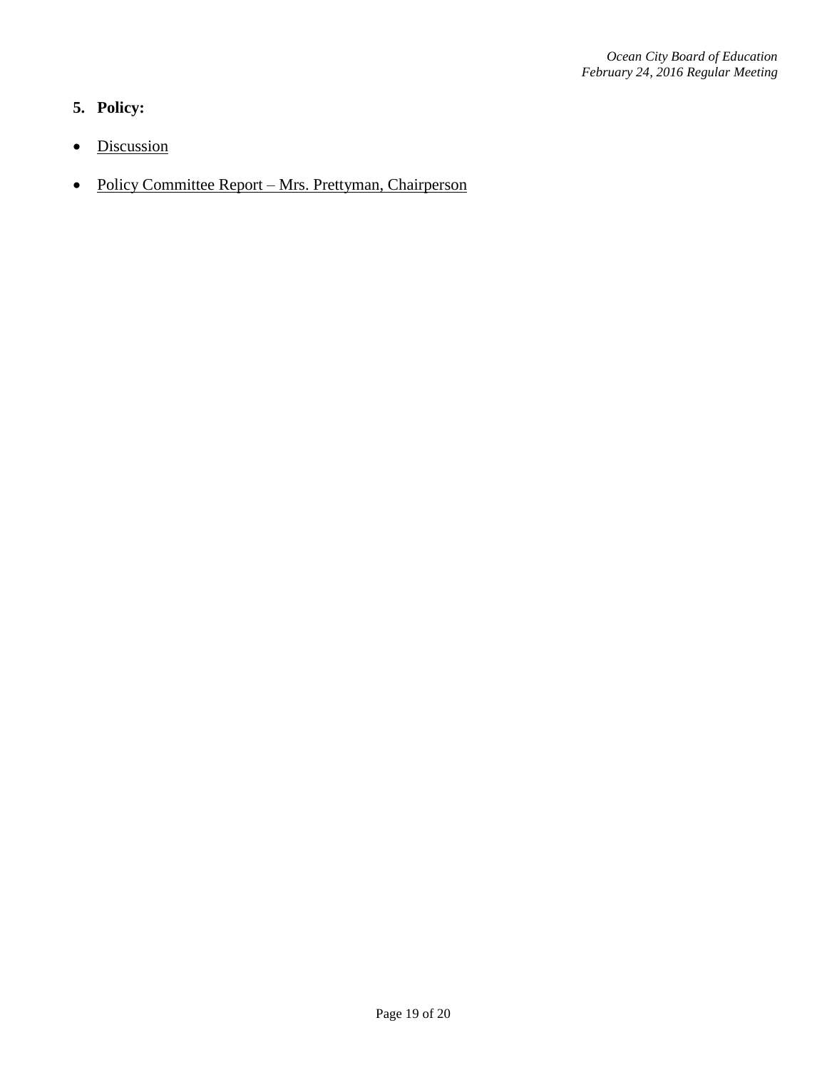**5. Policy:**

- Discussion

- Policy Committee Report – Mrs. Prettyman, Chairperson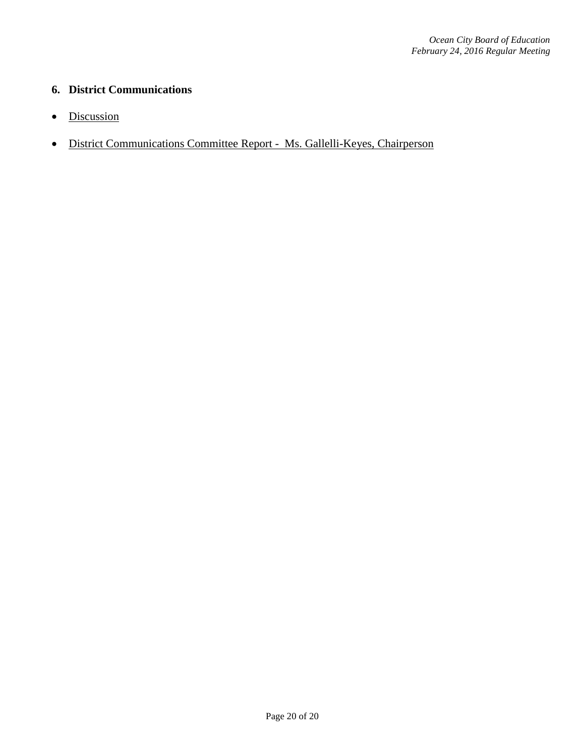## 6. District Communications

- Discussion
- District Communications Committee Report - Ms. Gallelli-Keyes, Chairperson